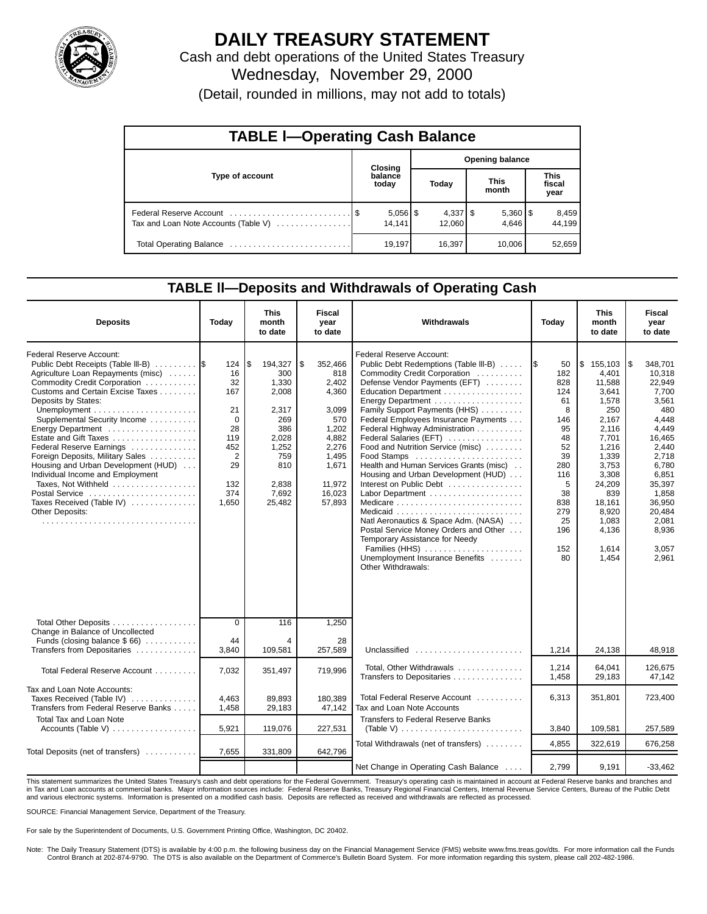# DAILY TREASURY STATEMENT

Cash and debt operations of the United States Treasury

Wednesday, November 29, 2000

(Detail, rounded in millions, may not add to totals)

## TABLE I—Operating Cash Balance

| Type of account | Closing balance today | Opening balance Today | Opening balance This month | Opening balance This fiscal year |
|---|---|---|---|---|
| Federal Reserve Account | $ 5,056 | $ 4,337 | $ 5,360 | $ 8,459 |
| Tax and Loan Note Accounts (Table V) | 14,141 | 12,060 | 4,646 | 44,199 |
| Total Operating Balance | 19,197 | 16,397 | 10,006 | 52,659 |

## TABLE II—Deposits and Withdrawals of Operating Cash

| Deposits | Today | This month to date | Fiscal year to date |
|---|---|---|---|
| Federal Reserve Account: | | | |
| Public Debt Receipts (Table III-B) | $ 124 | $ 194,327 | $ 352,466 |
| Agriculture Loan Repayments (misc) | 16 | 300 | 818 |
| Commodity Credit Corporation | 32 | 1,330 | 2,402 |
| Customs and Certain Excise Taxes | 167 | 2,008 | 4,360 |
| Deposits by States: | | | |
| Unemployment | 21 | 2,317 | 3,099 |
| Supplemental Security Income | 0 | 269 | 570 |
| Energy Department | 28 | 386 | 1,202 |
| Estate and Gift Taxes | 119 | 2,028 | 4,882 |
| Federal Reserve Earnings | 452 | 1,252 | 2,276 |
| Foreign Deposits, Military Sales | 2 | 759 | 1,495 |
| Housing and Urban Development (HUD) | 29 | 810 | 1,671 |
| Individual Income and Employment Taxes, Not Withheld | 132 | 2,838 | 11,972 |
| Postal Service | 374 | 7,692 | 16,023 |
| Taxes Received (Table IV) | 1,650 | 25,482 | 57,893 |
| Other Deposits: | | | |
| Total Other Deposits | 0 | 116 | 1,250 |
| Change in Balance of Uncollected Funds (closing balance $ 66) | 44 | 4 | 28 |
| Transfers from Depositaries | 3,840 | 109,581 | 257,589 |
| Total Federal Reserve Account | 7,032 | 351,497 | 719,996 |
| Tax and Loan Note Accounts: | | | |
| Taxes Received (Table IV) | 4,463 | 89,893 | 180,389 |
| Transfers from Federal Reserve Banks | 1,458 | 29,183 | 47,142 |
| Total Tax and Loan Note Accounts (Table V) | 5,921 | 119,076 | 227,531 |
| Total Deposits (net of transfers) | 7,655 | 331,809 | 642,796 |

| Withdrawals | Today | This month to date | Fiscal year to date |
|---|---|---|---|
| Federal Reserve Account: | | | |
| Public Debt Redemptions (Table III-B) | $ 50 | $ 155,103 | $ 348,701 |
| Commodity Credit Corporation | 182 | 4,401 | 10,318 |
| Defense Vendor Payments (EFT) | 828 | 11,588 | 22,949 |
| Education Department | 124 | 3,641 | 7,700 |
| Energy Department | 61 | 1,578 | 3,561 |
| Family Support Payments (HHS) | 8 | 250 | 480 |
| Federal Employees Insurance Payments | 146 | 2,167 | 4,448 |
| Federal Highway Administration | 95 | 2,116 | 4,449 |
| Federal Salaries (EFT) | 48 | 7,701 | 16,465 |
| Food and Nutrition Service (misc) | 52 | 1,216 | 2,440 |
| Food Stamps | 39 | 1,339 | 2,718 |
| Health and Human Services Grants (misc) | 280 | 3,753 | 6,780 |
| Housing and Urban Development (HUD) | 116 | 3,308 | 6,851 |
| Interest on Public Debt | 5 | 24,209 | 35,397 |
| Labor Department | 38 | 839 | 1,858 |
| Medicare | 838 | 18,161 | 36,950 |
| Medicaid | 279 | 8,920 | 20,484 |
| Natl Aeronautics & Space Adm. (NASA) | 25 | 1,083 | 2,081 |
| Postal Service Money Orders and Other | 196 | 4,136 | 8,936 |
| Temporary Assistance for Needy Families (HHS) | 152 | 1,614 | 3,057 |
| Unemployment Insurance Benefits | 80 | 1,454 | 2,961 |
| Other Withdrawals: | | | |
| Unclassified | 1,214 | 24,138 | 48,918 |
| Total, Other Withdrawals | 1,214 | 64,041 | 126,675 |
| Transfers to Depositaries | 1,458 | 29,183 | 47,142 |
| Total Federal Reserve Account | 6,313 | 351,801 | 723,400 |
| Tax and Loan Note Accounts | | | |
| Transfers to Federal Reserve Banks (Table V) | 3,840 | 109,581 | 257,589 |
| Total Withdrawals (net of transfers) | 4,855 | 322,619 | 676,258 |
| Net Change in Operating Cash Balance | 2,799 | 9,191 | -33,462 |

This statement summarizes the United States Treasury's cash and debt operations for the Federal Government. Treasury's operating cash is maintained in account at Federal Reserve banks and branches and in Tax and Loan accounts at commercial banks. Major information sources include: Federal Reserve Banks, Treasury Regional Financial Centers, Internal Revenue Service Centers, Bureau of the Public Debt and various electronic systems. Information is presented on a modified cash basis. Deposits are reflected as received and withdrawals are reflected as processed.

SOURCE: Financial Management Service, Department of the Treasury.

For sale by the Superintendent of Documents, U.S. Government Printing Office, Washington, DC 20402.

Note: The Daily Treasury Statement (DTS) is available by 4:00 p.m. the following business day on the Financial Management Service (FMS) website www.fms.treas.gov/dts. For more information call the Funds Control Branch at 202-874-9790. The DTS is also available on the Department of Commerce's Bulletin Board System. For more information regarding this system, please call 202-482-1986.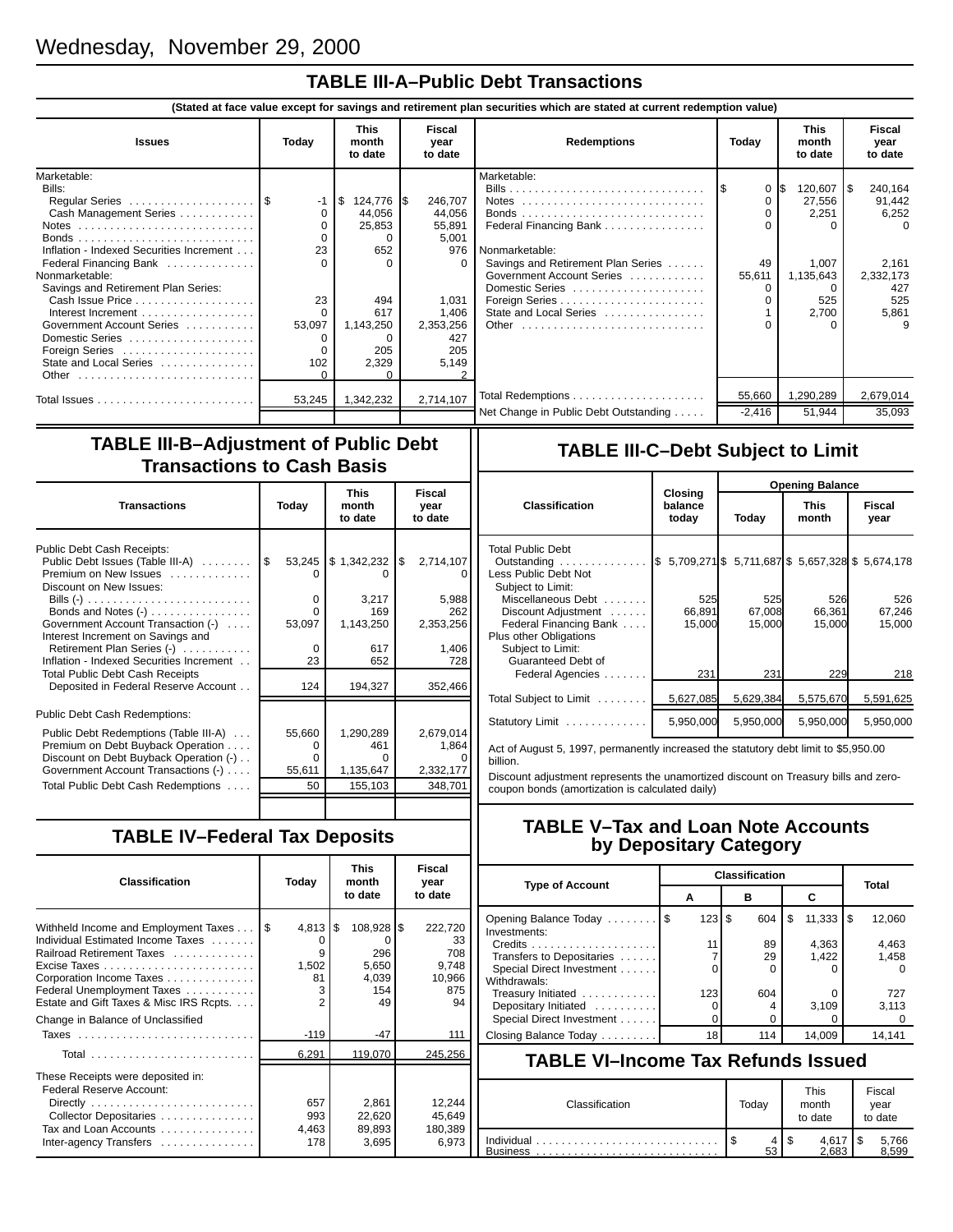Wednesday, November 29, 2000

## TABLE III-A–Public Debt Transactions

(Stated at face value except for savings and retirement plan securities which are stated at current redemption value)

| Issues | Today | This month to date | Fiscal year to date |
|---|---|---|---|
| Marketable: | | | |
| Bills: | | | |
| Regular Series | $ -1 | $ 124,776 | $ 246,707 |
| Cash Management Series | 0 | 44,056 | 44,056 |
| Notes | 0 | 25,853 | 55,891 |
| Bonds | 0 | 0 | 5,001 |
| Inflation - Indexed Securities Increment | 23 | 652 | 976 |
| Federal Financing Bank | 0 | 0 | 0 |
| Nonmarketable: | | | |
| Savings and Retirement Plan Series: | | | |
| Cash Issue Price | 23 | 494 | 1,031 |
| Interest Increment | 0 | 617 | 1,406 |
| Government Account Series | 53,097 | 1,143,250 | 2,353,256 |
| Domestic Series | 0 | 0 | 427 |
| Foreign Series | 0 | 205 | 205 |
| State and Local Series | 102 | 2,329 | 5,149 |
| Other | 0 | 0 | 2 |
| Total Issues | 53,245 | 1,342,232 | 2,714,107 |

| Redemptions | Today | This month to date | Fiscal year to date |
|---|---|---|---|
| Marketable: | | | |
| Bills | $ 0 | $ 120,607 | $ 240,164 |
| Notes | 0 | 27,556 | 91,442 |
| Bonds | 0 | 2,251 | 6,252 |
| Federal Financing Bank | 0 | 0 | 0 |
| Nonmarketable: | | | |
| Savings and Retirement Plan Series | 49 | 1,007 | 2,161 |
| Government Account Series | 55,611 | 1,135,643 | 2,332,173 |
| Domestic Series | 0 | 0 | 427 |
| Foreign Series | 0 | 525 | 525 |
| State and Local Series | 1 | 2,700 | 5,861 |
| Other | 0 | 0 | 9 |
| Total Redemptions | 55,660 | 1,290,289 | 2,679,014 |
| Net Change in Public Debt Outstanding | -2,416 | 51,944 | 35,093 |

## TABLE III-B–Adjustment of Public Debt Transactions to Cash Basis

| Transactions | Today | This month to date | Fiscal year to date |
|---|---|---|---|
| Public Debt Cash Receipts: | | | |
| Public Debt Issues (Table III-A) | $ 53,245 | $ 1,342,232 | $ 2,714,107 |
| Premium on New Issues | 0 | 0 | 0 |
| Discount on New Issues: | | | |
| Bills (-) | 0 | 3,217 | 5,988 |
| Bonds and Notes (-) | 0 | 169 | 262 |
| Government Account Transaction (-) | 53,097 | 1,143,250 | 2,353,256 |
| Interest Increment on Savings and Retirement Plan Series (-) | 0 | 617 | 1,406 |
| Inflation - Indexed Securities Increment | 23 | 652 | 728 |
| Total Public Debt Cash Receipts Deposited in Federal Reserve Account | 124 | 194,327 | 352,466 |
| Public Debt Cash Redemptions: | | | |
| Public Debt Redemptions (Table III-A) | 55,660 | 1,290,289 | 2,679,014 |
| Premium on Debt Buyback Operation | 0 | 461 | 1,864 |
| Discount on Debt Buyback Operation (-) | 0 | 0 | 0 |
| Government Account Transactions (-) | 55,611 | 1,135,647 | 2,332,177 |
| Total Public Debt Cash Redemptions | 50 | 155,103 | 348,701 |

## TABLE III-C–Debt Subject to Limit

| Classification | Closing balance today | Opening Balance Today | Opening Balance This month | Opening Balance Fiscal year |
|---|---|---|---|---|
| Total Public Debt Outstanding | $ 5,709,271 | $ 5,711,687 | $ 5,657,328 | $ 5,674,178 |
| Less Public Debt Not Subject to Limit: | | | | |
| Miscellaneous Debt | 525 | 525 | 526 | 526 |
| Discount Adjustment | 66,891 | 67,008 | 66,361 | 67,246 |
| Federal Financing Bank | 15,000 | 15,000 | 15,000 | 15,000 |
| Plus other Obligations Subject to Limit: | | | | |
| Guaranteed Debt of Federal Agencies | 231 | 231 | 229 | 218 |
| Total Subject to Limit | 5,627,085 | 5,629,384 | 5,575,670 | 5,591,625 |
| Statutory Limit | 5,950,000 | 5,950,000 | 5,950,000 | 5,950,000 |

Act of August 5, 1997, permanently increased the statutory debt limit to $5,950.00 billion.

Discount adjustment represents the unamortized discount on Treasury bills and zero-coupon bonds (amortization is calculated daily)

## TABLE IV–Federal Tax Deposits

| Classification | Today | This month to date | Fiscal year to date |
|---|---|---|---|
| Withheld Income and Employment Taxes | $ 4,813 | $ 108,928 | $ 222,720 |
| Individual Estimated Income Taxes | 0 | 0 | 33 |
| Railroad Retirement Taxes | 9 | 296 | 708 |
| Excise Taxes | 1,502 | 5,650 | 9,748 |
| Corporation Income Taxes | 81 | 4,039 | 10,966 |
| Federal Unemployment Taxes | 3 | 154 | 875 |
| Estate and Gift Taxes & Misc IRS Rcpts. | 2 | 49 | 94 |
| Change in Balance of Unclassified Taxes | -119 | -47 | 111 |
| Total | 6,291 | 119,070 | 245,256 |
| These Receipts were deposited in: | | | |
| Federal Reserve Account: | | | |
| Directly | 657 | 2,861 | 12,244 |
| Collector Depositaries | 993 | 22,620 | 45,649 |
| Tax and Loan Accounts | 4,463 | 89,893 | 180,389 |
| Inter-agency Transfers | 178 | 3,695 | 6,973 |

## TABLE V–Tax and Loan Note Accounts by Depositary Category

| Type of Account | Classification A | Classification B | Classification C | Total |
|---|---|---|---|---|
| Opening Balance Today | $ 123 | $ 604 | $ 11,333 | $ 12,060 |
| Investments: | | | | |
| Credits | 11 | 89 | 4,363 | 4,463 |
| Transfers to Depositaries | 7 | 29 | 1,422 | 1,458 |
| Special Direct Investment | 0 | 0 | 0 | 0 |
| Withdrawals: | | | | |
| Treasury Initiated | 123 | 604 | 0 | 727 |
| Depositary Initiated | 0 | 4 | 3,109 | 3,113 |
| Special Direct Investment | 0 | 0 | 0 | 0 |
| Closing Balance Today | 18 | 114 | 14,009 | 14,141 |

## TABLE VI–Income Tax Refunds Issued

| Classification | Today | This month to date | Fiscal year to date |
|---|---|---|---|
| Individual | $ 4 | $ 4,617 | $ 5,766 |
| Business | 53 | 2,683 | 8,599 |